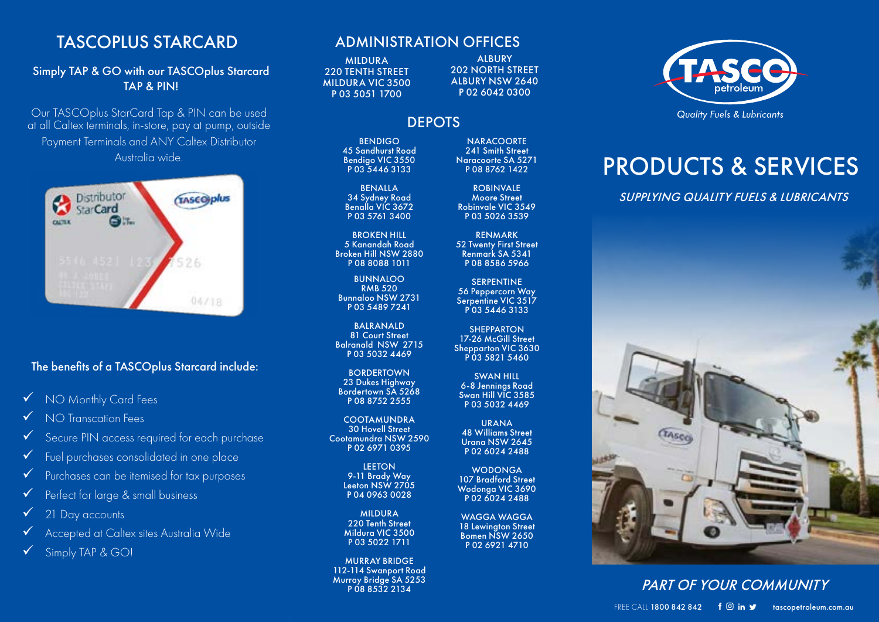## TASCOPLUS STARCARD

### Simply TAP & GO with our TASCOplus Starcard TAP & PIN!

Our TASCOplus StarCard Tap & PIN can be used at all Caltex terminals, in-store, pay at pump, outside Payment Terminals and ANY Caltex Distributor Australia wide.

### The benefits of a TASCOplus Starcard include:

- ✓ NO Monthly Card Fees
- ✓ NO Transcation Fees
- ✓ Secure PIN access required for each purchase
- ✓ Fuel purchases consolidated in one place
- ✓ Purchases can be itemised for tax purposes
- ✓ Perfect for large & small business
- ✓ 21 Day accounts
- ✓ Accepted at Caltex sites Australia Wide
- ✓ Simply TAP & GO!

## ADMINISTRATION OFFICES

MILDURA
220 TENTH STREET
MILDURA VIC 3500
P 03 5051 1700

ALBURY
202 NORTH STREET
ALBURY NSW 2640
P 02 6042 0300

## DEPOTS

BENDIGO
45 Sandhurst Road
Bendigo VIC 3550
P 03 5446 3133

BENALLA
34 Sydney Road
Benalla VIC 3672
P 03 5761 3400

BROKEN HILL
5 Kanandah Road
Broken Hill NSW 2880
P 08 8088 1011

BUNNALOO
RMB 520
Bunnaloo NSW 2731
P 03 5489 7241

BALRANALD
81 Court Street
Balranald NSW 2715
P 03 5032 4469

BORDERTOWN
23 Dukes Highway
Bordertown SA 5268
P 08 8752 2555

COOTAMUNDRA
30 Hovell Street
Cootamundra NSW 2590
P 02 6971 0395

LEETON
9-11 Brady Way
Leeton NSW 2705
P 04 0963 0028

MILDURA
220 Tenth Street
Mildura VIC 3500
P 03 5022 1711

MURRAY BRIDGE
112-114 Swanport Road
Murray Bridge SA 5253
P 08 8532 2134

NARACOORTE
241 Smith Street
Naracoorte SA 5271
P 08 8762 1422

ROBINVALE
Moore Street
Robinvale VIC 3549
P 03 5026 3539

RENMARK
52 Twenty First Street
Renmark SA 5341
P 08 8586 5966

SERPENTINE
56 Peppercorn Way
Serpentine VIC 3517
P 03 5446 3133

SHEPPARTON
17-26 McGill Street
Shepparton VIC 3630
P 03 5821 5460

SWAN HILL
6-8 Jennings Road
Swan Hill VIC 3585
P 03 5032 4469

URANA
48 Williams Street
Urana NSW 2645
P 02 6024 2488

WODONGA
107 Bradford Street
Wodonga VIC 3690
P 02 6024 2488

WAGGA WAGGA
18 Lewington Street
Bomen NSW 2650
P 02 6921 4710

TASCO petroleum

*Quality Fuels & Lubricants*

# PRODUCTS & SERVICES

*SUPPLYING QUALITY FUELS & LUBRICANTS*

*PART OF YOUR COMMUNITY*

FREE CALL **1800 842 842** tascopetroleum.com.au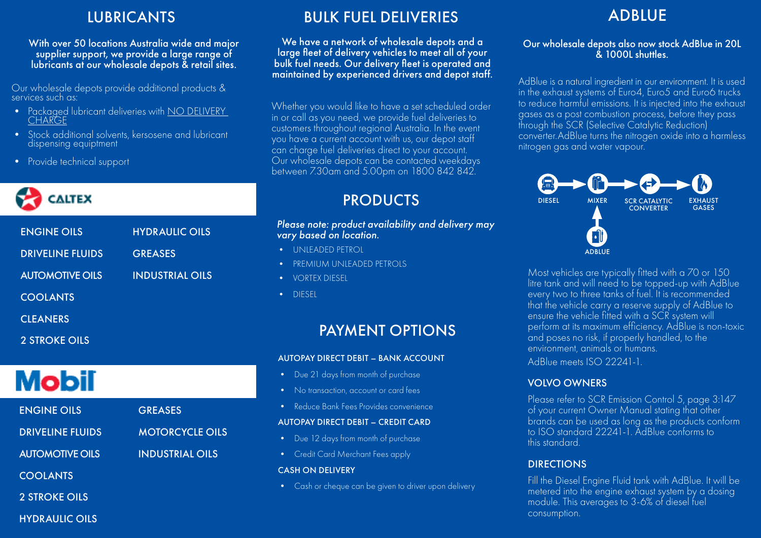## LUBRICANTS

**With over 50 locations Australia wide and major supplier support, we provide a large range of lubricants at our wholesale depots & retail sites.**

Our wholesale depots provide additional products & services such as:

- Packaged lubricant deliveries with NO DELIVERY CHARGE
- Stock additional solvents, kersosene and lubricant dispensing equiptment
- Provide technical support

### CALTEX

- ENGINE OILS
- DRIVELINE FLUIDS
- AUTOMOTIVE OILS
- COOLANTS
- CLEANERS
- 2 STROKE OILS
- HYDRAULIC OILS
- GREASES
- INDUSTRIAL OILS

### Mobil

- ENGINE OILS
- DRIVELINE FLUIDS
- AUTOMOTIVE OILS
- COOLANTS
- 2 STROKE OILS
- HYDRAULIC OILS
- GREASES
- MOTORCYCLE OILS
- INDUSTRIAL OILS

## BULK FUEL DELIVERIES

**We have a network of wholesale depots and a large fleet of delivery vehicles to meet all of your bulk fuel needs. Our delivery fleet is operated and maintained by experienced drivers and depot staff.**

Whether you would like to have a set scheduled order in or call as you need, we provide fuel deliveries to customers throughout regional Australia. In the event you have a current account with us, our depot staff can charge fuel deliveries direct to your account. Our wholesale depots can be contacted weekdays between 7.30am and 5.00pm on 1800 842 842.

## PRODUCTS

***Please note: product availability and delivery may vary based on location.***

- UNLEADED PETROL
- PREMIUM UNLEADED PETROLS
- VORTEX DIESEL
- DIESEL

## PAYMENT OPTIONS

**AUTOPAY DIRECT DEBIT – BANK ACCOUNT**

- Due 21 days from month of purchase
- No transaction, account or card fees
- Reduce Bank Fees Provides convenience

**AUTOPAY DIRECT DEBIT – CREDIT CARD**

- Due 12 days from month of purchase
- Credit Card Merchant Fees apply

**CASH ON DELIVERY**

- Cash or cheque can be given to driver upon delivery

## ADBLUE

**Our wholesale depots also now stock AdBlue in 20L & 1000L shuttles.**

AdBlue is a natural ingredient in our environment. It is used in the exhaust systems of Euro4, Euro5 and Euro6 trucks to reduce harmful emissions. It is injected into the exhaust gases as a post combustion process, before they pass through the SCR (Selective Catalytic Reduction) converter.AdBlue turns the nitrogen oxide into a harmless nitrogen gas and water vapour.

DIESEL → MIXER → SCR CATALYTIC CONVERTER → EXHAUST GASES

ADBLUE → MIXER

Most vehicles are typically fitted with a 70 or 150 litre tank and will need to be topped-up with AdBlue every two to three tanks of fuel. It is recommended that the vehicle carry a reserve supply of AdBlue to ensure the vehicle fitted with a SCR system will perform at its maximum efficiency. AdBlue is non-toxic and poses no risk, if properly handled, to the environment, animals or humans.

AdBlue meets ISO 22241-1.

### VOLVO OWNERS

Please refer to SCR Emission Control 5, page 3:147 of your current Owner Manual stating that other brands can be used as long as the products conform to ISO standard 22241-1. AdBlue conforms to this standard.

### DIRECTIONS

Fill the Diesel Engine Fluid tank with AdBlue. It will be metered into the engine exhaust system by a dosing module. This averages to 3-6% of diesel fuel consumption.